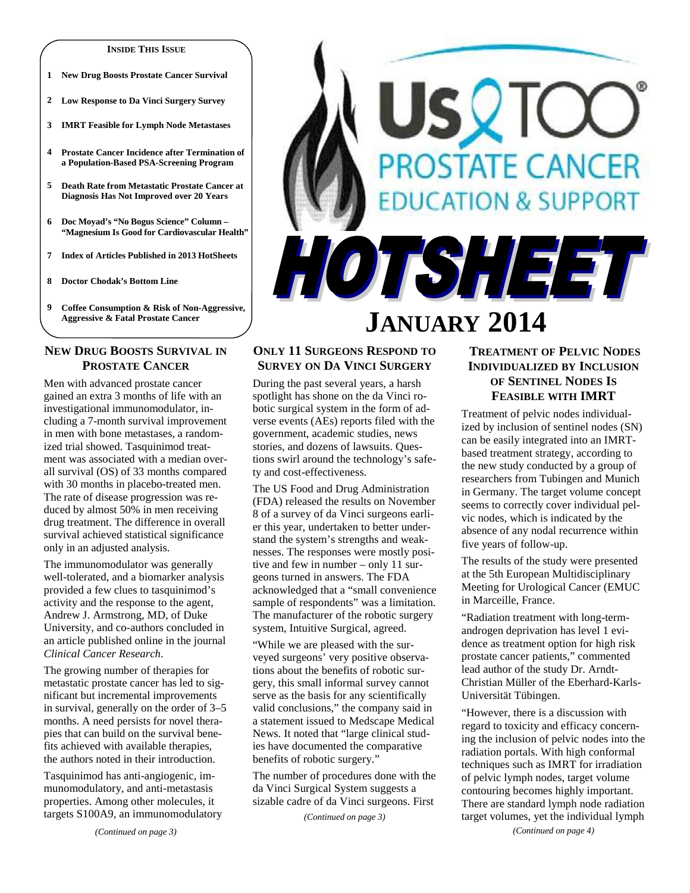**INSIDE THIS ISSUE**

1 New Drug Boosts Prostate Cancer Survival

2 Low Response to Da Vinci Surgery Survey

3 IMRT Feasible for Lymph Node Metastases

4 Prostate Cancer Incidence after Termination of a Population-Based PSA-Screening Program

5 Death Rate from Metastatic Prostate Cancer at Diagnosis Has Not Improved over 20 Years

6 Doc Moyad's "No Bogus Science" Column – "Magnesium Is Good for Cardiovascular Health"

7 Index of Articles Published in 2013 HotSheets

8 Doctor Chodak's Bottom Line

9 Coffee Consumption & Risk of Non-Aggressive, Aggressive & Fatal Prostate Cancer

# US TOO® PROSTATE CANCER EDUCATION & SUPPORT

# HOTSHEET

# JANUARY 2014

## NEW DRUG BOOSTS SURVIVAL IN PROSTATE CANCER

Men with advanced prostate cancer gained an extra 3 months of life with an investigational immunomodulator, including a 7-month survival improvement in men with bone metastases, a randomized trial showed. Tasquinimod treatment was associated with a median overall survival (OS) of 33 months compared with 30 months in placebo-treated men. The rate of disease progression was reduced by almost 50% in men receiving drug treatment. The difference in overall survival achieved statistical significance only in an adjusted analysis.

The immunomodulator was generally well-tolerated, and a biomarker analysis provided a few clues to tasquinimod's activity and the response to the agent, Andrew J. Armstrong, MD, of Duke University, and co-authors concluded in an article published online in the journal *Clinical Cancer Research*.

The growing number of therapies for metastatic prostate cancer has led to significant but incremental improvements in survival, generally on the order of 3–5 months. A need persists for novel therapies that can build on the survival benefits achieved with available therapies, the authors noted in their introduction.

Tasquinimod has anti-angiogenic, immunomodulatory, and anti-metastasis properties. Among other molecules, it targets S100A9, an immunomodulatory

*(Continued on page 3)*

## ONLY 11 SURGEONS RESPOND TO SURVEY ON DA VINCI SURGERY

During the past several years, a harsh spotlight has shone on the da Vinci robotic surgical system in the form of adverse events (AEs) reports filed with the government, academic studies, news stories, and dozens of lawsuits. Questions swirl around the technology's safety and cost-effectiveness.

The US Food and Drug Administration (FDA) released the results on November 8 of a survey of da Vinci surgeons earlier this year, undertaken to better understand the system's strengths and weaknesses. The responses were mostly positive and few in number – only 11 surgeons turned in answers. The FDA acknowledged that a "small convenience sample of respondents" was a limitation. The manufacturer of the robotic surgery system, Intuitive Surgical, agreed.

"While we are pleased with the surveyed surgeons' very positive observations about the benefits of robotic surgery, this small informal survey cannot serve as the basis for any scientifically valid conclusions," the company said in a statement issued to Medscape Medical News. It noted that "large clinical studies have documented the comparative benefits of robotic surgery."

The number of procedures done with the da Vinci Surgical System suggests a sizable cadre of da Vinci surgeons. First

*(Continued on page 3)*

## TREATMENT OF PELVIC NODES INDIVIDUALIZED BY INCLUSION OF SENTINEL NODES IS FEASIBLE WITH IMRT

Treatment of pelvic nodes individualized by inclusion of sentinel nodes (SN) can be easily integrated into an IMRT-based treatment strategy, according to the new study conducted by a group of researchers from Tubingen and Munich in Germany. The target volume concept seems to correctly cover individual pelvic nodes, which is indicated by the absence of any nodal recurrence within five years of follow-up.

The results of the study were presented at the 5th European Multidisciplinary Meeting for Urological Cancer (EMUC in Marceille, France.

"Radiation treatment with long-term-androgen deprivation has level 1 evidence as treatment option for high risk prostate cancer patients," commented lead author of the study Dr. Arndt-Christian Müller of the Eberhard-Karls-Universität Tübingen.

"However, there is a discussion with regard to toxicity and efficacy concerning the inclusion of pelvic nodes into the radiation portals. With high conformal techniques such as IMRT for irradiation of pelvic lymph nodes, target volume contouring becomes highly important. There are standard lymph node radiation target volumes, yet the individual lymph

*(Continued on page 4)*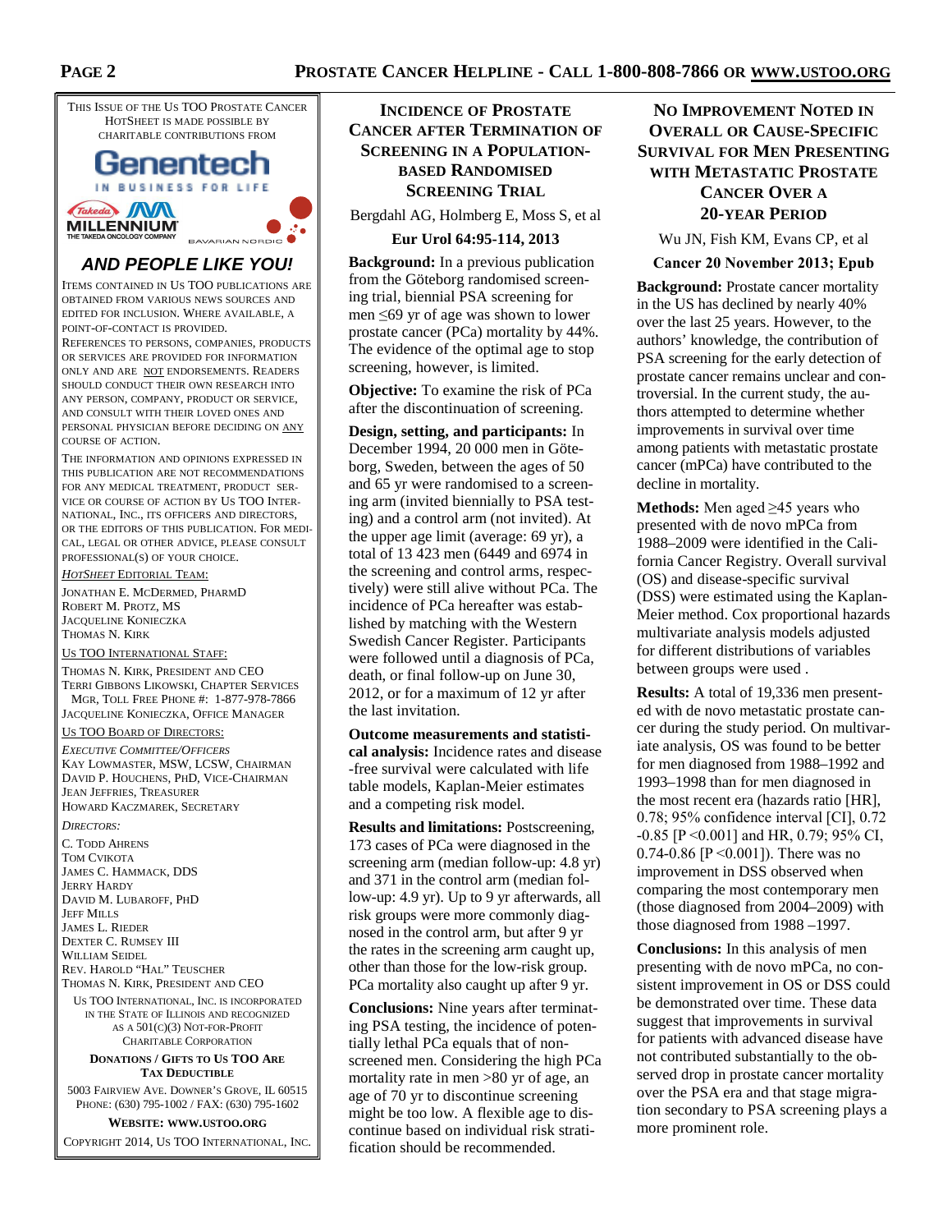This Issue of the Us TOO Prostate Cancer HotSheet is made possible by charitable contributions from

Genentech
IN BUSINESS FOR LIFE

MILLENNIUM
THE TAKEDA ONCOLOGY COMPANY

BAVARIAN NORDIC

***AND PEOPLE LIKE YOU!***

Items contained in Us TOO publications are obtained from various news sources and edited for inclusion. Where available, a point-of-contact is provided.

References to persons, companies, products or services are provided for information only and are not endorsements. Readers should conduct their own research into any person, company, product or service, and consult with their loved ones and personal physician before deciding on any course of action.

The information and opinions expressed in this publication are not recommendations for any medical treatment, product service or course of action by Us TOO International, Inc., its officers and directors, or the editors of this publication. For medical, legal or other advice, please consult professional(s) of your choice.

*HotSheet* Editorial Team:

Jonathan E. McDermed, PharmD
Robert M. Protz, MS
Jacqueline Konieczka
Thomas N. Kirk

Us TOO International Staff:

Thomas N. Kirk, President and CEO
Terri Gibbons Likowski, Chapter Services Mgr, Toll Free Phone #: 1-877-978-7866
Jacqueline Konieczka, Office Manager

Us TOO Board of Directors:

*Executive Committee/Officers*
Kay Lowmaster, MSW, LCSW, Chairman
David P. Houchens, PhD, Vice-Chairman
Jean Jeffries, Treasurer
Howard Kaczmarek, Secretary

*Directors:*

C. Todd Ahrens
Tom Cvikota
James C. Hammack, DDS
Jerry Hardy
David M. Lubaroff, PhD
Jeff Mills
James L. Rieder
Dexter C. Rumsey III
William Seidel
Rev. Harold "Hal" Teuscher
Thomas N. Kirk, President and CEO

Us TOO International, Inc. is incorporated in the State of Illinois and recognized as a 501(c)(3) Not-for-Profit Charitable Corporation

**Donations / Gifts to Us TOO Are Tax Deductible**

5003 Fairview Ave. Downer's Grove, IL 60515
Phone: (630) 795-1002 / Fax: (630) 795-1602

**Website: www.ustoo.org**

Copyright 2014, Us TOO International, Inc.

## Incidence of Prostate Cancer after Termination of Screening in a Population-Based Randomised Screening Trial

Bergdahl AG, Holmberg E, Moss S, et al

**Eur Urol 64:95-114, 2013**

**Background:** In a previous publication from the Göteborg randomised screening trial, biennial PSA screening for men ≤69 yr of age was shown to lower prostate cancer (PCa) mortality by 44%. The evidence of the optimal age to stop screening, however, is limited.

**Objective:** To examine the risk of PCa after the discontinuation of screening.

**Design, setting, and participants:** In December 1994, 20 000 men in Göteborg, Sweden, between the ages of 50 and 65 yr were randomised to a screening arm (invited biennially to PSA testing) and a control arm (not invited). At the upper age limit (average: 69 yr), a total of 13 423 men (6449 and 6974 in the screening and control arms, respectively) were still alive without PCa. The incidence of PCa hereafter was established by matching with the Western Swedish Cancer Register. Participants were followed until a diagnosis of PCa, death, or final follow-up on June 30, 2012, or for a maximum of 12 yr after the last invitation.

**Outcome measurements and statistical analysis:** Incidence rates and disease-free survival were calculated with life table models, Kaplan-Meier estimates and a competing risk model.

**Results and limitations:** Postscreening, 173 cases of PCa were diagnosed in the screening arm (median follow-up: 4.8 yr) and 371 in the control arm (median follow-up: 4.9 yr). Up to 9 yr afterwards, all risk groups were more commonly diagnosed in the control arm, but after 9 yr the rates in the screening arm caught up, other than those for the low-risk group. PCa mortality also caught up after 9 yr.

**Conclusions:** Nine years after terminating PSA testing, the incidence of potentially lethal PCa equals that of non-screened men. Considering the high PCa mortality rate in men >80 yr of age, an age of 70 yr to discontinue screening might be too low. A flexible age to discontinue based on individual risk stratification should be recommended.

## No Improvement Noted in Overall or Cause-Specific Survival for Men Presenting with Metastatic Prostate Cancer over a 20-Year Period

Wu JN, Fish KM, Evans CP, et al

**Cancer 20 November 2013; Epub**

**Background:** Prostate cancer mortality in the US has declined by nearly 40% over the last 25 years. However, to the authors' knowledge, the contribution of PSA screening for the early detection of prostate cancer remains unclear and controversial. In the current study, the authors attempted to determine whether improvements in survival over time among patients with metastatic prostate cancer (mPCa) have contributed to the decline in mortality.

**Methods:** Men aged ≥45 years who presented with de novo mPCa from 1988–2009 were identified in the California Cancer Registry. Overall survival (OS) and disease-specific survival (DSS) were estimated using the Kaplan-Meier method. Cox proportional hazards multivariate analysis models adjusted for different distributions of variables between groups were used .

**Results:** A total of 19,336 men presented with de novo metastatic prostate cancer during the study period. On multivariate analysis, OS was found to be better for men diagnosed from 1988–1992 and 1993–1998 than for men diagnosed in the most recent era (hazards ratio [HR], 0.78; 95% confidence interval [CI], 0.72-0.85 [P <0.001] and HR, 0.79; 95% CI, 0.74-0.86 [P <0.001]). There was no improvement in DSS observed when comparing the most contemporary men (those diagnosed from 2004–2009) with those diagnosed from 1988 –1997.

**Conclusions:** In this analysis of men presenting with de novo mPCa, no consistent improvement in OS or DSS could be demonstrated over time. These data suggest that improvements in survival for patients with advanced disease have not contributed substantially to the observed drop in prostate cancer mortality over the PSA era and that stage migration secondary to PSA screening plays a more prominent role.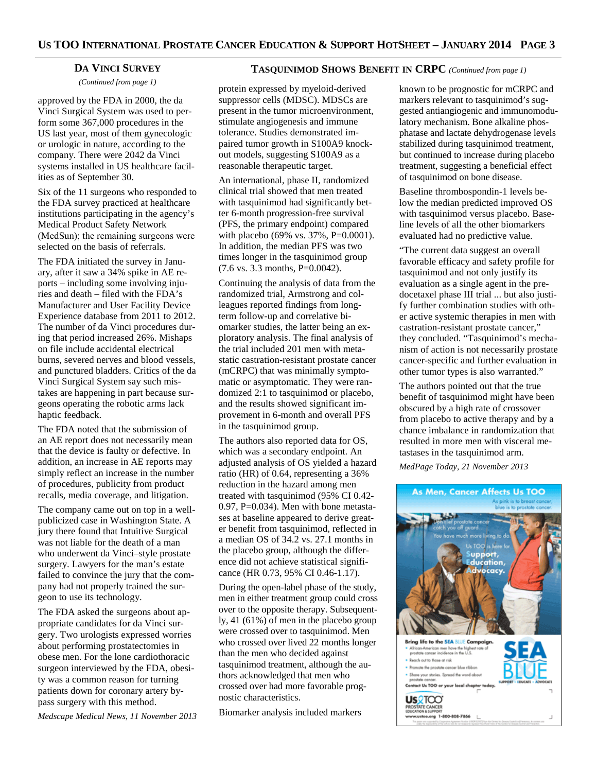## Da Vinci Survey

*(Continued from page 1)*

approved by the FDA in 2000, the da Vinci Surgical System was used to perform some 367,000 procedures in the US last year, most of them gynecologic or urologic in nature, according to the company. There were 2042 da Vinci systems installed in US healthcare facilities as of September 30.

Six of the 11 surgeons who responded to the FDA survey practiced at healthcare institutions participating in the agency's Medical Product Safety Network (MedSun); the remaining surgeons were selected on the basis of referrals.

The FDA initiated the survey in January, after it saw a 34% spike in AE reports – including some involving injuries and death – filed with the FDA's Manufacturer and User Facility Device Experience database from 2011 to 2012. The number of da Vinci procedures during that period increased 26%. Mishaps on file include accidental electrical burns, severed nerves and blood vessels, and punctured bladders. Critics of the da Vinci Surgical System say such mistakes are happening in part because surgeons operating the robotic arms lack haptic feedback.

The FDA noted that the submission of an AE report does not necessarily mean that the device is faulty or defective. In addition, an increase in AE reports may simply reflect an increase in the number of procedures, publicity from product recalls, media coverage, and litigation.

The company came out on top in a well-publicized case in Washington State. A jury there found that Intuitive Surgical was not liable for the death of a man who underwent da Vinci–style prostate surgery. Lawyers for the man's estate failed to convince the jury that the company had not properly trained the surgeon to use its technology.

The FDA asked the surgeons about appropriate candidates for da Vinci surgery. Two urologists expressed worries about performing prostatectomies in obese men. For the lone cardiothoracic surgeon interviewed by the FDA, obesity was a common reason for turning patients down for coronary artery bypass surgery with this method.

*Medscape Medical News, 11 November 2013*

## Tasquinimod Shows Benefit in CRPC *(Continued from page 1)*

protein expressed by myeloid-derived suppressor cells (MDSC). MDSCs are present in the tumor microenvironment, stimulate angiogenesis and immune tolerance. Studies demonstrated impaired tumor growth in S100A9 knockout models, suggesting S100A9 as a reasonable therapeutic target.

An international, phase II, randomized clinical trial showed that men treated with tasquinimod had significantly better 6-month progression-free survival (PFS, the primary endpoint) compared with placebo (69% vs. 37%, P=0.0001). In addition, the median PFS was two times longer in the tasquinimod group (7.6 vs. 3.3 months, P=0.0042).

Continuing the analysis of data from the randomized trial, Armstrong and colleagues reported findings from long-term follow-up and correlative biomarker studies, the latter being an exploratory analysis. The final analysis of the trial included 201 men with metastatic castration-resistant prostate cancer (mCRPC) that was minimally symptomatic or asymptomatic. They were randomized 2:1 to tasquinimod or placebo, and the results showed significant improvement in 6-month and overall PFS in the tasquinimod group.

The authors also reported data for OS, which was a secondary endpoint. An adjusted analysis of OS yielded a hazard ratio (HR) of 0.64, representing a 36% reduction in the hazard among men treated with tasquinimod (95% CI 0.42-0.97, P=0.034). Men with bone metastases at baseline appeared to derive greater benefit from tasquinimod, reflected in a median OS of 34.2 vs. 27.1 months in the placebo group, although the difference did not achieve statistical significance (HR 0.73, 95% CI 0.46-1.17).

During the open-label phase of the study, men in either treatment group could cross over to the opposite therapy. Subsequently, 41 (61%) of men in the placebo group were crossed over to tasquinimod. Men who crossed over lived 22 months longer than the men who decided against tasquinimod treatment, although the authors acknowledged that men who crossed over had more favorable prognostic characteristics.

Biomarker analysis included markers known to be prognostic for mCRPC and markers relevant to tasquinimod's suggested antiangiogenic and immunomodulatory mechanism. Bone alkaline phosphatase and lactate dehydrogenase levels stabilized during tasquinimod treatment, but continued to increase during placebo treatment, suggesting a beneficial effect of tasquinimod on bone disease.

Baseline thrombospondin-1 levels below the median predicted improved OS with tasquinimod versus placebo. Baseline levels of all the other biomarkers evaluated had no predictive value.

"The current data suggest an overall favorable efficacy and safety profile for tasquinimod and not only justify its evaluation as a single agent in the pre-docetaxel phase III trial ... but also justify further combination studies with other active systemic therapies in men with castration-resistant prostate cancer," they concluded. "Tasquinimod's mechanism of action is not necessarily prostate cancer-specific and further evaluation in other tumor types is also warranted."

The authors pointed out that the true benefit of tasquinimod might have been obscured by a high rate of crossover from placebo to active therapy and by a chance imbalance in randomization that resulted in more men with visceral metastases in the tasquinimod arm.

*MedPage Today, 21 November 2013*

**As Men, Cancer Affects Us TOO**

As pink is to breast cancer, blue is to prostate cancer.

Don't let prostate cancer catch you off guard. You have much more living to do. Us TOO is here for Support, Education, Advocacy.

**Bring life to the SEA BLUE Campaign.**

- African-American men have the highest rate of prostate cancer incidence in the U.S.
- Reach out to those at risk
- Promote the prostate cancer blue ribbon
- Share your stories. Spread the word about prostate cancer.

**Contact Us TOO or your local chapter today.**

SEA BLUE — SUPPORT • EDUCATE • ADVOCATE

Us TOO PROSTATE CANCER EDUCATION & SUPPORT
www.ustoo.org 1-800-808-7866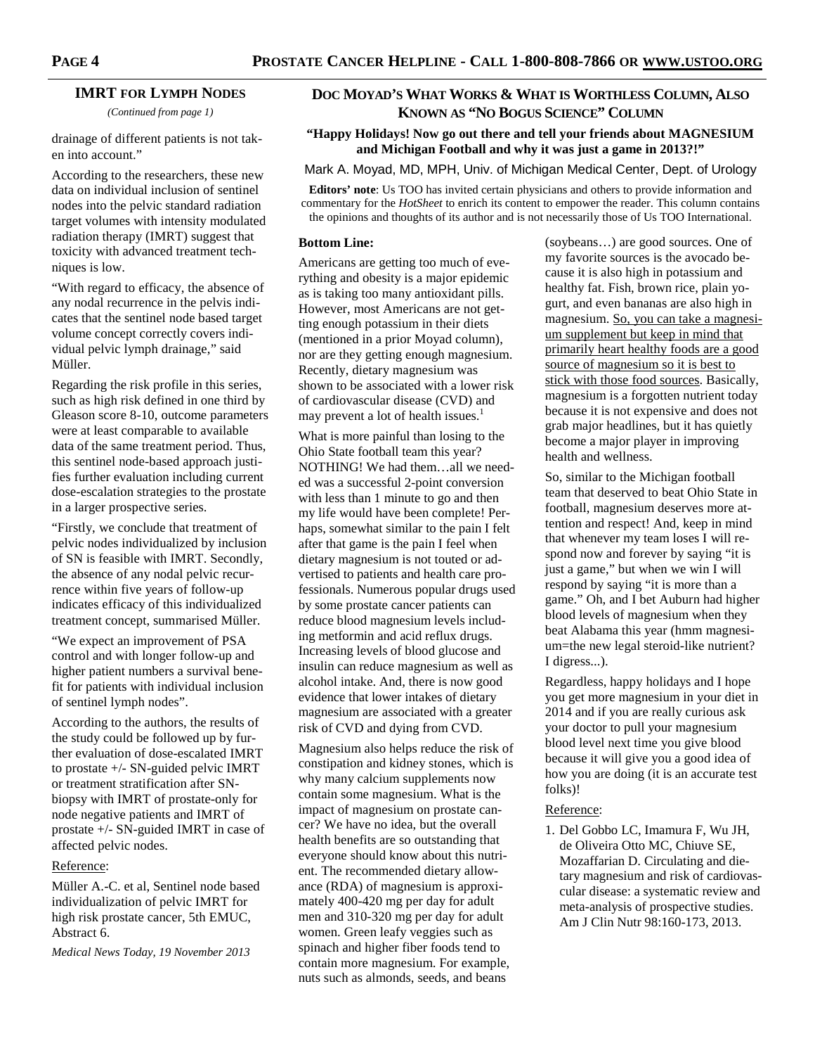## IMRT for Lymph Nodes

*(Continued from page 1)*

drainage of different patients is not taken into account."

According to the researchers, these new data on individual inclusion of sentinel nodes into the pelvic standard radiation target volumes with intensity modulated radiation therapy (IMRT) suggest that toxicity with advanced treatment techniques is low.

"With regard to efficacy, the absence of any nodal recurrence in the pelvis indicates that the sentinel node based target volume concept correctly covers individual pelvic lymph drainage," said Müller.

Regarding the risk profile in this series, such as high risk defined in one third by Gleason score 8-10, outcome parameters were at least comparable to available data of the same treatment period. Thus, this sentinel node-based approach justifies further evaluation including current dose-escalation strategies to the prostate in a larger prospective series.

"Firstly, we conclude that treatment of pelvic nodes individualized by inclusion of SN is feasible with IMRT. Secondly, the absence of any nodal pelvic recurrence within five years of follow-up indicates efficacy of this individualized treatment concept, summarised Müller.

"We expect an improvement of PSA control and with longer follow-up and higher patient numbers a survival benefit for patients with individual inclusion of sentinel lymph nodes".

According to the authors, the results of the study could be followed up by further evaluation of dose-escalated IMRT to prostate +/- SN-guided pelvic IMRT or treatment stratification after SN-biopsy with IMRT of prostate-only for node negative patients and IMRT of prostate +/- SN-guided IMRT in case of affected pelvic nodes.

Reference:

Müller A.-C. et al, Sentinel node based individualization of pelvic IMRT for high risk prostate cancer, 5th EMUC, Abstract 6.

*Medical News Today, 19 November 2013*

## Doc Moyad's What Works & What is Worthless Column, Also Known as "No Bogus Science" Column

**"Happy Holidays! Now go out there and tell your friends about MAGNESIUM and Michigan Football and why it was just a game in 2013?!"**

Mark A. Moyad, MD, MPH, Univ. of Michigan Medical Center, Dept. of Urology

**Editors' note**: Us TOO has invited certain physicians and others to provide information and commentary for the *HotSheet* to enrich its content to empower the reader. This column contains the opinions and thoughts of its author and is not necessarily those of Us TOO International.

**Bottom Line:**

Americans are getting too much of everything and obesity is a major epidemic as is taking too many antioxidant pills. However, most Americans are not getting enough potassium in their diets (mentioned in a prior Moyad column), nor are they getting enough magnesium. Recently, dietary magnesium was shown to be associated with a lower risk of cardiovascular disease (CVD) and may prevent a lot of health issues.[1]

What is more painful than losing to the Ohio State football team this year? NOTHING! We had them…all we needed was a successful 2-point conversion with less than 1 minute to go and then my life would have been complete! Perhaps, somewhat similar to the pain I felt after that game is the pain I feel when dietary magnesium is not touted or advertised to patients and health care professionals. Numerous popular drugs used by some prostate cancer patients can reduce blood magnesium levels including metformin and acid reflux drugs. Increasing levels of blood glucose and insulin can reduce magnesium as well as alcohol intake. And, there is now good evidence that lower intakes of dietary magnesium are associated with a greater risk of CVD and dying from CVD.

Magnesium also helps reduce the risk of constipation and kidney stones, which is why many calcium supplements now contain some magnesium. What is the impact of magnesium on prostate cancer? We have no idea, but the overall health benefits are so outstanding that everyone should know about this nutrient. The recommended dietary allowance (RDA) of magnesium is approximately 400-420 mg per day for adult men and 310-320 mg per day for adult women. Green leafy veggies such as spinach and higher fiber foods tend to contain more magnesium. For example, nuts such as almonds, seeds, and beans (soybeans…) are good sources. One of my favorite sources is the avocado because it is also high in potassium and healthy fat. Fish, brown rice, plain yogurt, and even bananas are also high in magnesium. <u>So, you can take a magnesium supplement but keep in mind that primarily heart healthy foods are a good source of magnesium so it is best to stick with those food sources</u>. Basically, magnesium is a forgotten nutrient today because it is not expensive and does not grab major headlines, but it has quietly become a major player in improving health and wellness.

So, similar to the Michigan football team that deserved to beat Ohio State in football, magnesium deserves more attention and respect! And, keep in mind that whenever my team loses I will respond now and forever by saying "it is just a game," but when we win I will respond by saying "it is more than a game." Oh, and I bet Auburn had higher blood levels of magnesium when they beat Alabama this year (hmm magnesium=the new legal steroid-like nutrient? I digress...).

Regardless, happy holidays and I hope you get more magnesium in your diet in 2014 and if you are really curious ask your doctor to pull your magnesium blood level next time you give blood because it will give you a good idea of how you are doing (it is an accurate test folks)!

Reference:

1. Del Gobbo LC, Imamura F, Wu JH, de Oliveira Otto MC, Chiuve SE, Mozaffarian D. Circulating and dietary magnesium and risk of cardiovascular disease: a systematic review and meta-analysis of prospective studies. Am J Clin Nutr 98:160-173, 2013.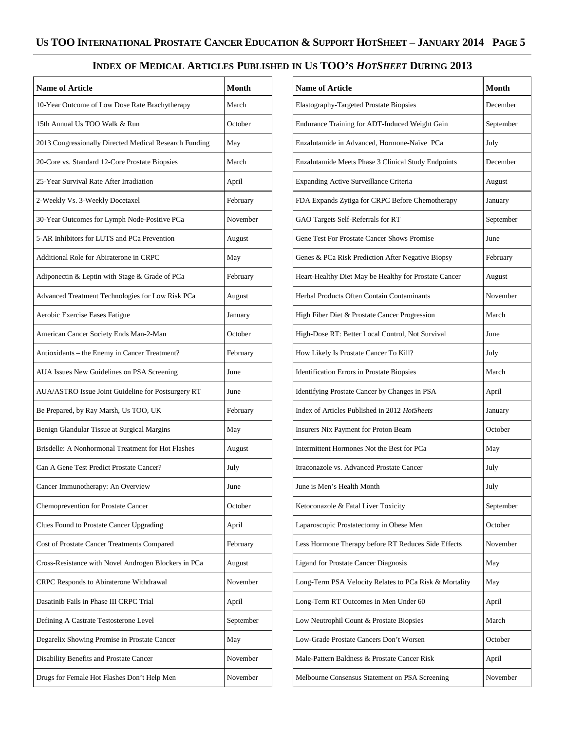## INDEX OF MEDICAL ARTICLES PUBLISHED IN US TOO'S *HOTSHEET* DURING 2013

| Name of Article | Month |
|---|---|
| 10-Year Outcome of Low Dose Rate Brachytherapy | March |
| 15th Annual Us TOO Walk & Run | October |
| 2013 Congressionally Directed Medical Research Funding | May |
| 20-Core vs. Standard 12-Core Prostate Biopsies | March |
| 25-Year Survival Rate After Irradiation | April |
| 2-Weekly Vs. 3-Weekly Docetaxel | February |
| 30-Year Outcomes for Lymph Node-Positive PCa | November |
| 5-AR Inhibitors for LUTS and PCa Prevention | August |
| Additional Role for Abiraterone in CRPC | May |
| Adiponectin & Leptin with Stage & Grade of PCa | February |
| Advanced Treatment Technologies for Low Risk PCa | August |
| Aerobic Exercise Eases Fatigue | January |
| American Cancer Society Ends Man-2-Man | October |
| Antioxidants – the Enemy in Cancer Treatment? | February |
| AUA Issues New Guidelines on PSA Screening | June |
| AUA/ASTRO Issue Joint Guideline for Postsurgery RT | June |
| Be Prepared, by Ray Marsh, Us TOO, UK | February |
| Benign Glandular Tissue at Surgical Margins | May |
| Brisdelle: A Nonhormonal Treatment for Hot Flashes | August |
| Can A Gene Test Predict Prostate Cancer? | July |
| Cancer Immunotherapy: An Overview | June |
| Chemoprevention for Prostate Cancer | October |
| Clues Found to Prostate Cancer Upgrading | April |
| Cost of Prostate Cancer Treatments Compared | February |
| Cross-Resistance with Novel Androgen Blockers in PCa | August |
| CRPC Responds to Abiraterone Withdrawal | November |
| Dasatinib Fails in Phase III CRPC Trial | April |
| Defining A Castrate Testosterone Level | September |
| Degarelix Showing Promise in Prostate Cancer | May |
| Disability Benefits and Prostate Cancer | November |
| Drugs for Female Hot Flashes Don't Help Men | November |
| Elastography-Targeted Prostate Biopsies | December |
| Endurance Training for ADT-Induced Weight Gain | September |
| Enzalutamide in Advanced, Hormone-Naïve PCa | July |
| Enzalutamide Meets Phase 3 Clinical Study Endpoints | December |
| Expanding Active Surveillance Criteria | August |
| FDA Expands Zytiga for CRPC Before Chemotherapy | January |
| GAO Targets Self-Referrals for RT | September |
| Gene Test For Prostate Cancer Shows Promise | June |
| Genes & PCa Risk Prediction After Negative Biopsy | February |
| Heart-Healthy Diet May be Healthy for Prostate Cancer | August |
| Herbal Products Often Contain Contaminants | November |
| High Fiber Diet & Prostate Cancer Progression | March |
| High-Dose RT: Better Local Control, Not Survival | June |
| How Likely Is Prostate Cancer To Kill? | July |
| Identification Errors in Prostate Biopsies | March |
| Identifying Prostate Cancer by Changes in PSA | April |
| Index of Articles Published in 2012 *HotSheets* | January |
| Insurers Nix Payment for Proton Beam | October |
| Intermittent Hormones Not the Best for PCa | May |
| Itraconazole vs. Advanced Prostate Cancer | July |
| June is Men's Health Month | July |
| Ketoconazole & Fatal Liver Toxicity | September |
| Laparoscopic Prostatectomy in Obese Men | October |
| Less Hormone Therapy before RT Reduces Side Effects | November |
| Ligand for Prostate Cancer Diagnosis | May |
| Long-Term PSA Velocity Relates to PCa Risk & Mortality | May |
| Long-Term RT Outcomes in Men Under 60 | April |
| Low Neutrophil Count & Prostate Biopsies | March |
| Low-Grade Prostate Cancers Don't Worsen | October |
| Male-Pattern Baldness & Prostate Cancer Risk | April |
| Melbourne Consensus Statement on PSA Screening | November |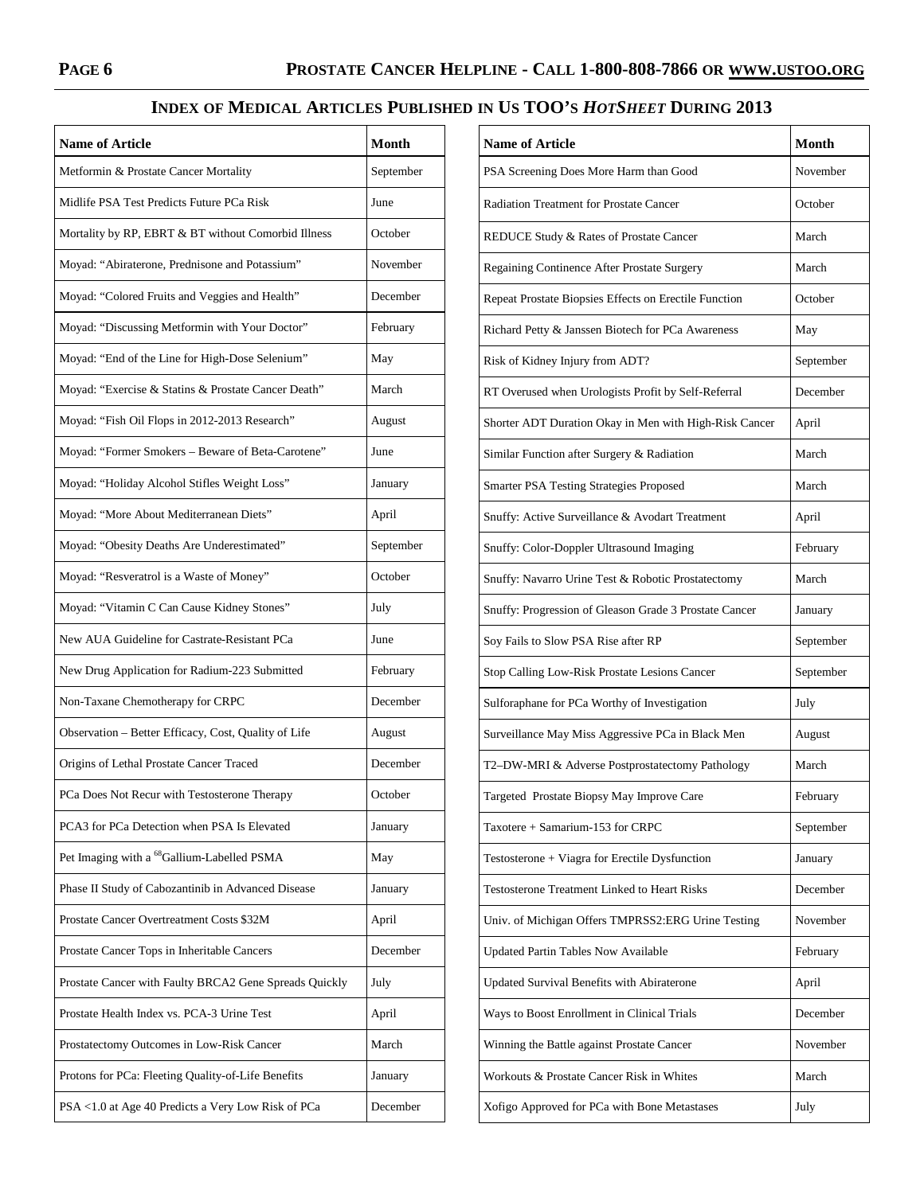## INDEX OF MEDICAL ARTICLES PUBLISHED IN US TOO'S *HOTSHEET* DURING 2013

| Name of Article | Month |
|---|---|
| Metformin & Prostate Cancer Mortality | September |
| Midlife PSA Test Predicts Future PCa Risk | June |
| Mortality by RP, EBRT & BT without Comorbid Illness | October |
| Moyad: "Abiraterone, Prednisone and Potassium" | November |
| Moyad: "Colored Fruits and Veggies and Health" | December |
| Moyad: "Discussing Metformin with Your Doctor" | February |
| Moyad: "End of the Line for High-Dose Selenium" | May |
| Moyad: "Exercise & Statins & Prostate Cancer Death" | March |
| Moyad: "Fish Oil Flops in 2012-2013 Research" | August |
| Moyad: "Former Smokers – Beware of Beta-Carotene" | June |
| Moyad: "Holiday Alcohol Stifles Weight Loss" | January |
| Moyad: "More About Mediterranean Diets" | April |
| Moyad: "Obesity Deaths Are Underestimated" | September |
| Moyad: "Resveratrol is a Waste of Money" | October |
| Moyad: "Vitamin C Can Cause Kidney Stones" | July |
| New AUA Guideline for Castrate-Resistant PCa | June |
| New Drug Application for Radium-223 Submitted | February |
| Non-Taxane Chemotherapy for CRPC | December |
| Observation – Better Efficacy, Cost, Quality of Life | August |
| Origins of Lethal Prostate Cancer Traced | December |
| PCa Does Not Recur with Testosterone Therapy | October |
| PCA3 for PCa Detection when PSA Is Elevated | January |
| Pet Imaging with a $^{68}$Gallium-Labelled PSMA | May |
| Phase II Study of Cabozantinib in Advanced Disease | January |
| Prostate Cancer Overtreatment Costs $32M | April |
| Prostate Cancer Tops in Inheritable Cancers | December |
| Prostate Cancer with Faulty BRCA2 Gene Spreads Quickly | July |
| Prostate Health Index vs. PCA-3 Urine Test | April |
| Prostatectomy Outcomes in Low-Risk Cancer | March |
| Protons for PCa: Fleeting Quality-of-Life Benefits | January |
| PSA <1.0 at Age 40 Predicts a Very Low Risk of PCa | December |
| PSA Screening Does More Harm than Good | November |
| Radiation Treatment for Prostate Cancer | October |
| REDUCE Study & Rates of Prostate Cancer | March |
| Regaining Continence After Prostate Surgery | March |
| Repeat Prostate Biopsies Effects on Erectile Function | October |
| Richard Petty & Janssen Biotech for PCa Awareness | May |
| Risk of Kidney Injury from ADT? | September |
| RT Overused when Urologists Profit by Self-Referral | December |
| Shorter ADT Duration Okay in Men with High-Risk Cancer | April |
| Similar Function after Surgery & Radiation | March |
| Smarter PSA Testing Strategies Proposed | March |
| Snuffy: Active Surveillance & Avodart Treatment | April |
| Snuffy: Color-Doppler Ultrasound Imaging | February |
| Snuffy: Navarro Urine Test & Robotic Prostatectomy | March |
| Snuffy: Progression of Gleason Grade 3 Prostate Cancer | January |
| Soy Fails to Slow PSA Rise after RP | September |
| Stop Calling Low-Risk Prostate Lesions Cancer | September |
| Sulforaphane for PCa Worthy of Investigation | July |
| Surveillance May Miss Aggressive PCa in Black Men | August |
| T2–DW-MRI & Adverse Postprostatectomy Pathology | March |
| Targeted Prostate Biopsy May Improve Care | February |
| Taxotere + Samarium-153 for CRPC | September |
| Testosterone + Viagra for Erectile Dysfunction | January |
| Testosterone Treatment Linked to Heart Risks | December |
| Univ. of Michigan Offers TMPRSS2:ERG Urine Testing | November |
| Updated Partin Tables Now Available | February |
| Updated Survival Benefits with Abiraterone | April |
| Ways to Boost Enrollment in Clinical Trials | December |
| Winning the Battle against Prostate Cancer | November |
| Workouts & Prostate Cancer Risk in Whites | March |
| Xofigo Approved for PCa with Bone Metastases | July |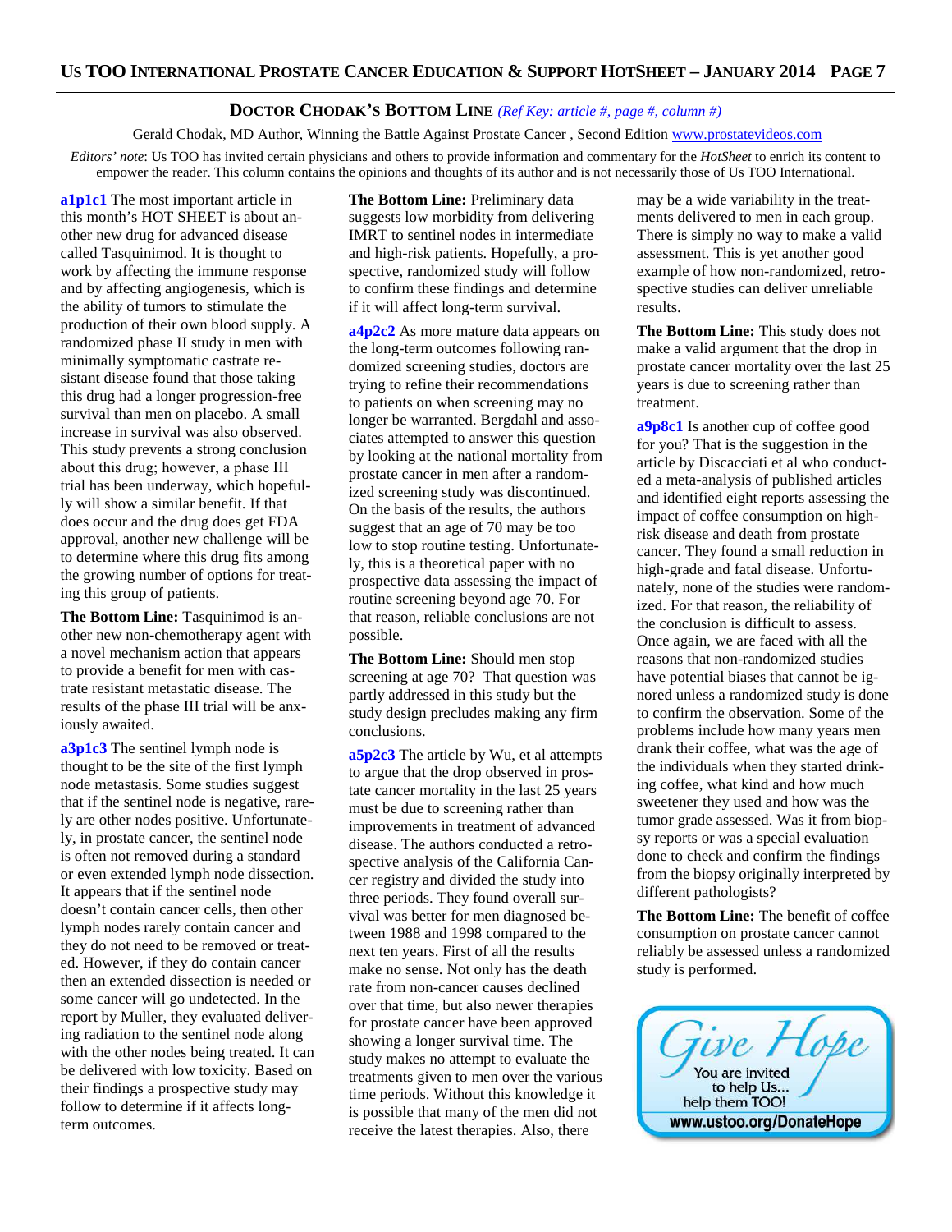## Doctor Chodak's Bottom Line *(Ref Key: article #, page #, column #)*

Gerald Chodak, MD Author, Winning the Battle Against Prostate Cancer , Second Edition www.prostatevideos.com

*Editors' note*: Us TOO has invited certain physicians and others to provide information and commentary for the *HotSheet* to enrich its content to empower the reader. This column contains the opinions and thoughts of its author and is not necessarily those of Us TOO International.

**a1p1c1** The most important article in this month's HOT SHEET is about another new drug for advanced disease called Tasquinimod. It is thought to work by affecting the immune response and by affecting angiogenesis, which is the ability of tumors to stimulate the production of their own blood supply. A randomized phase II study in men with minimally symptomatic castrate resistant disease found that those taking this drug had a longer progression-free survival than men on placebo. A small increase in survival was also observed. This study prevents a strong conclusion about this drug; however, a phase III trial has been underway, which hopefully will show a similar benefit. If that does occur and the drug does get FDA approval, another new challenge will be to determine where this drug fits among the growing number of options for treating this group of patients.

**The Bottom Line:** Tasquinimod is another new non-chemotherapy agent with a novel mechanism action that appears to provide a benefit for men with castrate resistant metastatic disease. The results of the phase III trial will be anxiously awaited.

**a3p1c3** The sentinel lymph node is thought to be the site of the first lymph node metastasis. Some studies suggest that if the sentinel node is negative, rarely are other nodes positive. Unfortunately, in prostate cancer, the sentinel node is often not removed during a standard or even extended lymph node dissection. It appears that if the sentinel node doesn't contain cancer cells, then other lymph nodes rarely contain cancer and they do not need to be removed or treated. However, if they do contain cancer then an extended dissection is needed or some cancer will go undetected. In the report by Muller, they evaluated delivering radiation to the sentinel node along with the other nodes being treated. It can be delivered with low toxicity. Based on their findings a prospective study may follow to determine if it affects long-term outcomes.

**The Bottom Line:** Preliminary data suggests low morbidity from delivering IMRT to sentinel nodes in intermediate and high-risk patients. Hopefully, a prospective, randomized study will follow to confirm these findings and determine if it will affect long-term survival.

**a4p2c2** As more mature data appears on the long-term outcomes following randomized screening studies, doctors are trying to refine their recommendations to patients on when screening may no longer be warranted. Bergdahl and associates attempted to answer this question by looking at the national mortality from prostate cancer in men after a randomized screening study was discontinued. On the basis of the results, the authors suggest that an age of 70 may be too low to stop routine testing. Unfortunately, this is a theoretical paper with no prospective data assessing the impact of routine screening beyond age 70. For that reason, reliable conclusions are not possible.

**The Bottom Line:** Should men stop screening at age 70? That question was partly addressed in this study but the study design precludes making any firm conclusions.

**a5p2c3** The article by Wu, et al attempts to argue that the drop observed in prostate cancer mortality in the last 25 years must be due to screening rather than improvements in treatment of advanced disease. The authors conducted a retrospective analysis of the California Cancer registry and divided the study into three periods. They found overall survival was better for men diagnosed between 1988 and 1998 compared to the next ten years. First of all the results make no sense. Not only has the death rate from non-cancer causes declined over that time, but also newer therapies for prostate cancer have been approved showing a longer survival time. The study makes no attempt to evaluate the treatments given to men over the various time periods. Without this knowledge it is possible that many of the men did not receive the latest therapies. Also, there may be a wide variability in the treatments delivered to men in each group. There is simply no way to make a valid assessment. This is yet another good example of how non-randomized, retrospective studies can deliver unreliable results.

**The Bottom Line:** This study does not make a valid argument that the drop in prostate cancer mortality over the last 25 years is due to screening rather than treatment.

**a9p8c1** Is another cup of coffee good for you? That is the suggestion in the article by Discacciati et al who conducted a meta-analysis of published articles and identified eight reports assessing the impact of coffee consumption on high-risk disease and death from prostate cancer. They found a small reduction in high-grade and fatal disease. Unfortunately, none of the studies were randomized. For that reason, the reliability of the conclusion is difficult to assess. Once again, we are faced with all the reasons that non-randomized studies have potential biases that cannot be ignored unless a randomized study is done to confirm the observation. Some of the problems include how many years men drank their coffee, what was the age of the individuals when they started drinking coffee, what kind and how much sweetener they used and how was the tumor grade assessed. Was it from biopsy reports or was a special evaluation done to check and confirm the findings from the biopsy originally interpreted by different pathologists?

**The Bottom Line:** The benefit of coffee consumption on prostate cancer cannot reliably be assessed unless a randomized study is performed.

Give Hope
You are invited to help Us... help them TOO!
www.ustoo.org/DonateHope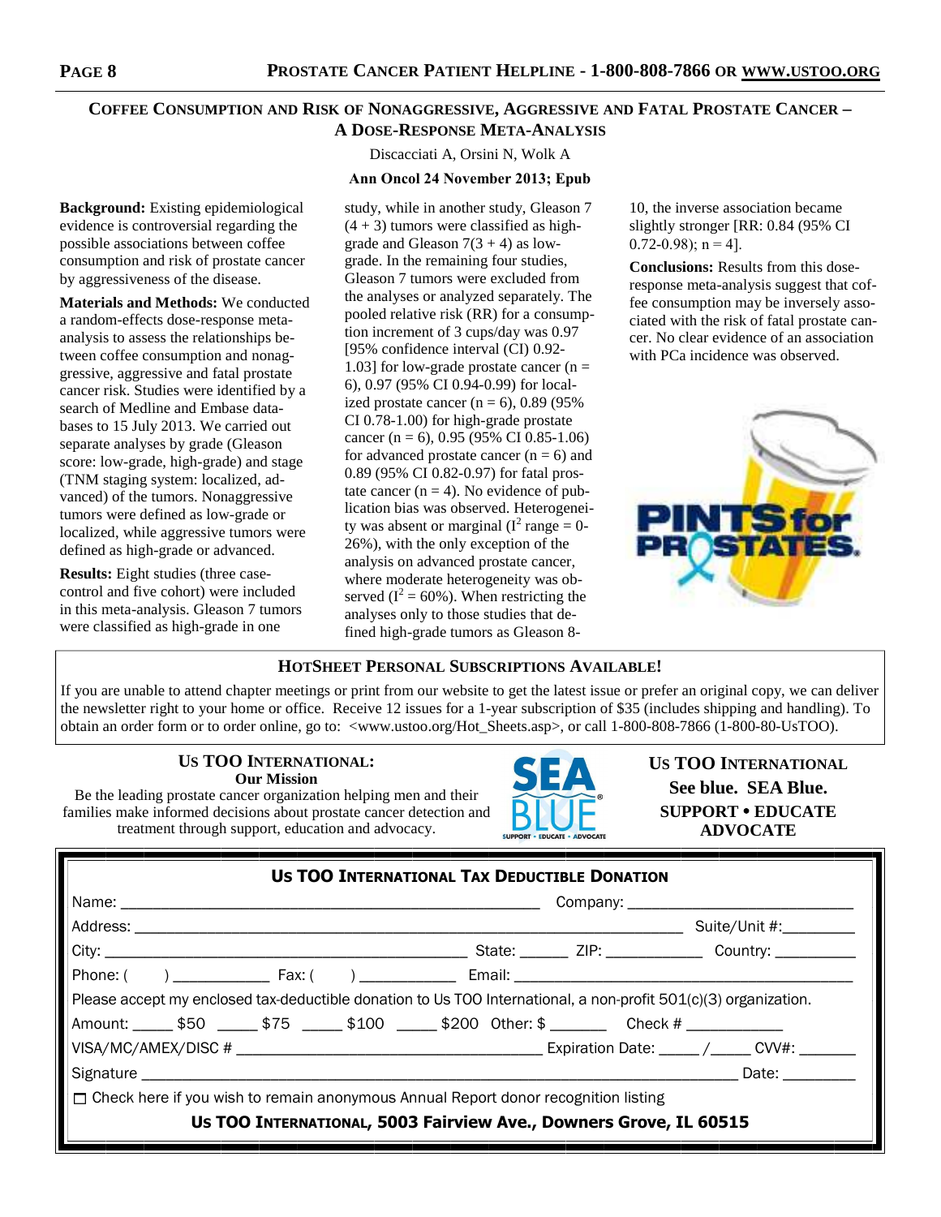## Coffee Consumption and Risk of Nonaggressive, Aggressive and Fatal Prostate Cancer – A Dose-Response Meta-Analysis

Discacciati A, Orsini N, Wolk A

**Ann Oncol 24 November 2013; Epub**

**Background:** Existing epidemiological evidence is controversial regarding the possible associations between coffee consumption and risk of prostate cancer by aggressiveness of the disease.

**Materials and Methods:** We conducted a random-effects dose-response meta-analysis to assess the relationships between coffee consumption and nonaggressive, aggressive and fatal prostate cancer risk. Studies were identified by a search of Medline and Embase databases to 15 July 2013. We carried out separate analyses by grade (Gleason score: low-grade, high-grade) and stage (TNM staging system: localized, advanced) of the tumors. Nonaggressive tumors were defined as low-grade or localized, while aggressive tumors were defined as high-grade or advanced.

**Results:** Eight studies (three case-control and five cohort) were included in this meta-analysis. Gleason 7 tumors were classified as high-grade in one study, while in another study, Gleason 7 (4 + 3) tumors were classified as high-grade and Gleason 7(3 + 4) as low-grade. In the remaining four studies, Gleason 7 tumors were excluded from the analyses or analyzed separately. The pooled relative risk (RR) for a consumption increment of 3 cups/day was 0.97 [95% confidence interval (CI) 0.92-1.03] for low-grade prostate cancer (n = 6), 0.97 (95% CI 0.94-0.99) for localized prostate cancer (n = 6), 0.89 (95% CI 0.78-1.00) for high-grade prostate cancer (n = 6), 0.95 (95% CI 0.85-1.06) for advanced prostate cancer (n = 6) and 0.89 (95% CI 0.82-0.97) for fatal prostate cancer (n = 4). No evidence of publication bias was observed. Heterogeneity was absent or marginal ($I^2$ range = 0-26%), with the only exception of the analysis on advanced prostate cancer, where moderate heterogeneity was observed ($I^2$ = 60%). When restricting the analyses only to those studies that defined high-grade tumors as Gleason 8-10, the inverse association became slightly stronger [RR: 0.84 (95% CI 0.72-0.98); n = 4].

**Conclusions:** Results from this dose-response meta-analysis suggest that coffee consumption may be inversely associated with the risk of fatal prostate cancer. No clear evidence of an association with PCa incidence was observed.

PINTS for PROSTATES.

### HotSheet Personal Subscriptions Available!

If you are unable to attend chapter meetings or print from our website to get the latest issue or prefer an original copy, we can deliver the newsletter right to your home or office. Receive 12 issues for a 1-year subscription of $35 (includes shipping and handling). To obtain an order form or to order online, go to: <www.ustoo.org/Hot_Sheets.asp>, or call 1-800-808-7866 (1-800-80-UsTOO).

**Us TOO International:**
**Our Mission**
Be the leading prostate cancer organization helping men and their families make informed decisions about prostate cancer detection and treatment through support, education and advocacy.

SEA BLUE® SUPPORT • EDUCATE • ADVOCATE

**Us TOO International**
**See blue. SEA Blue.**
**SUPPORT • EDUCATE ADVOCATE**

### Us TOO International Tax Deductible Donation

Name: ______________________ Company: ______________________

Address: ______________________ Suite/Unit #:__________

City: ______________________ State: ______ ZIP: ____________ Country: __________

Phone: ( ) ____________ Fax: ( ) ____________ Email: ______________________

Please accept my enclosed tax-deductible donation to Us TOO International, a non-profit 501(c)(3) organization.

Amount: _____ $50 _____ $75 _____ $100 _____ $200 Other: $ _______ Check # ____________

VISA/MC/AMEX/DISC # ______________________ Expiration Date: _____ /_____ CVV#: _______

Signature ______________________ Date: _________

☐ Check here if you wish to remain anonymous Annual Report donor recognition listing

**Us TOO International, 5003 Fairview Ave., Downers Grove, IL 60515**